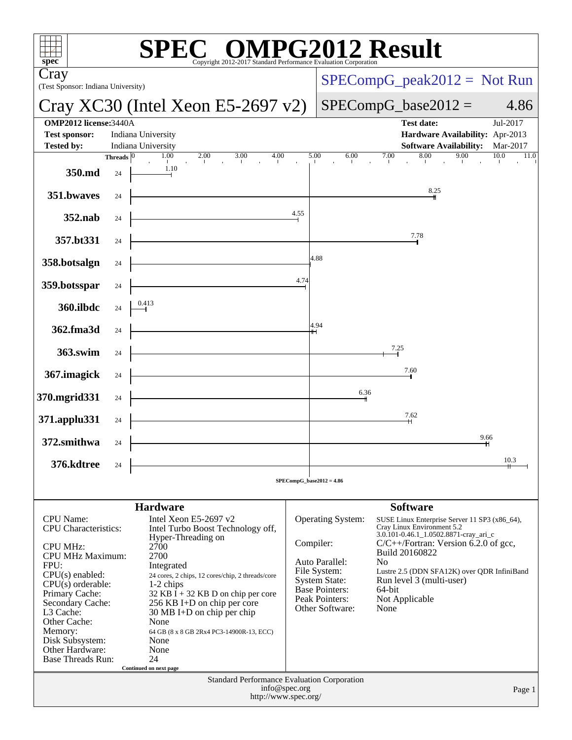# SPEC® OMPG2012 Result

Copyright 2012-2017 Standard Performance Evaluation Corporation

**Cray**
(Test Sponsor: Indiana University)

## Cray XC30 (Intel Xeon E5-2697 v2)

SPECompG_peak2012 = Not Run

SPECompG_base2012 = 4.86

| | | | |
|---|---|---|---|
| **OMP2012 license:** | 3440A | **Test date:** | Jul-2017 |
| **Test sponsor:** | Indiana University | **Hardware Availability:** | Apr-2013 |
| **Tested by:** | Indiana University | **Software Availability:** | Mar-2017 |

| Benchmark | Threads | Base Ratio |
|---|---|---|
| 350.md | 24 | 1.10 |
| 351.bwaves | 24 | 8.25 |
| 352.nab | 24 | 4.55 |
| 357.bt331 | 24 | 7.78 |
| 358.botsalgn | 24 | 4.88 |
| 359.botsspar | 24 | 4.74 |
| 360.ilbdc | 24 | 0.413 |
| 362.fma3d | 24 | 4.94 |
| 363.swim | 24 | 7.25 |
| 367.imagick | 24 | 7.60 |
| 370.mgrid331 | 24 | 6.36 |
| 371.applu331 | 24 | 7.62 |
| 372.smithwa | 24 | 9.66 |
| 376.kdtree | 24 | 10.3 |

SPECompG_base2012 = 4.86

### Hardware

| | |
|---|---|
| CPU Name: | Intel Xeon E5-2697 v2 |
| CPU Characteristics: | Intel Turbo Boost Technology off, Hyper-Threading on |
| CPU MHz: | 2700 |
| CPU MHz Maximum: | 2700 |
| FPU: | Integrated |
| CPU(s) enabled: | 24 cores, 2 chips, 12 cores/chip, 2 threads/core |
| CPU(s) orderable: | 1-2 chips |
| Primary Cache: | 32 KB I + 32 KB D on chip per core |
| Secondary Cache: | 256 KB I+D on chip per core |
| L3 Cache: | 30 MB I+D on chip per chip |
| Other Cache: | None |
| Memory: | 64 GB (8 x 8 GB 2Rx4 PC3-14900R-13, ECC) |
| Disk Subsystem: | None |
| Other Hardware: | None |
| Base Threads Run: | 24 |

Continued on next page

### Software

| | |
|---|---|
| Operating System: | SUSE Linux Enterprise Server 11 SP3 (x86_64), Cray Linux Environment 5.2 3.0.101-0.46.1_1.0502.8871-cray_ari_c |
| Compiler: | C/C++/Fortran: Version 6.2.0 of gcc, Build 20160822 |
| Auto Parallel: | No |
| File System: | Lustre 2.5 (DDN SFA12K) over QDR InfiniBand |
| System State: | Run level 3 (multi-user) |
| Base Pointers: | 64-bit |
| Peak Pointers: | Not Applicable |
| Other Software: | None |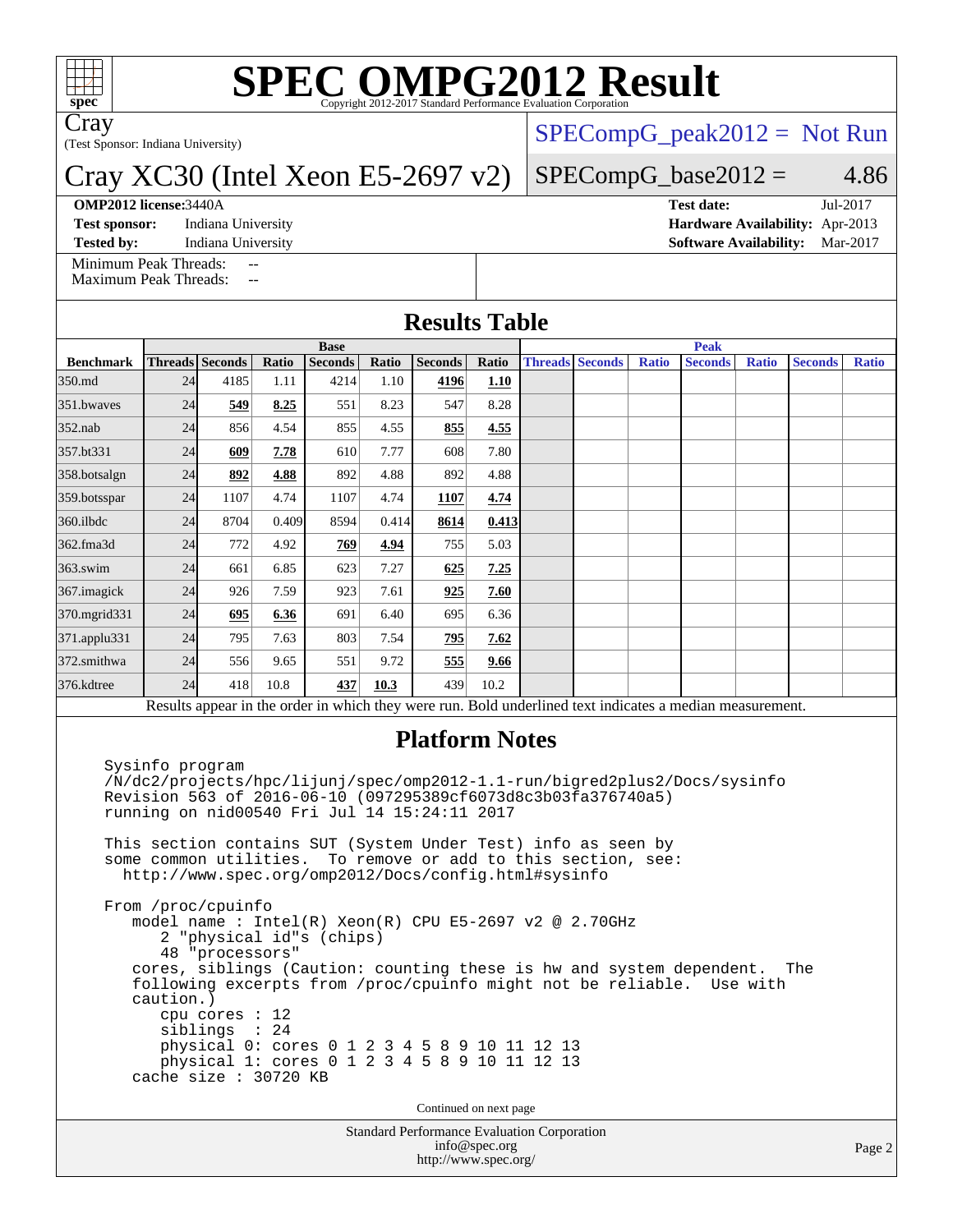# SPEC OMPG2012 Result

Copyright 2012-2017 Standard Performance Evaluation Corporation

Cray
(Test Sponsor: Indiana University)

## Cray XC30 (Intel Xeon E5-2697 v2)

SPECompG_peak2012 = Not Run

SPECompG_base2012 = 4.86

**OMP2012 license:** 3440A

**Test sponsor:** Indiana University

**Tested by:** Indiana University

**Test date:** Jul-2017

**Hardware Availability:** Apr-2013

**Software Availability:** Mar-2017

Minimum Peak Threads: --
Maximum Peak Threads: --

## Results Table

| | Base | | | | | | | Peak | | | | | | |
|---|---|---|---|---|---|---|---|---|---|---|---|---|---|---|
| **Benchmark** | **Threads** | **Seconds** | **Ratio** | **Seconds** | **Ratio** | **Seconds** | **Ratio** | **Threads** | **Seconds** | **Ratio** | **Seconds** | **Ratio** | **Seconds** | **Ratio** |
| 350.md | 24 | 4185 | 1.11 | 4214 | 1.10 | **4196** | **1.10** | | | | | | | |
| 351.bwaves | 24 | **549** | **8.25** | 551 | 8.23 | 547 | 8.28 | | | | | | | |
| 352.nab | 24 | 856 | 4.54 | 855 | 4.55 | **855** | **4.55** | | | | | | | |
| 357.bt331 | 24 | **609** | **7.78** | 610 | 7.77 | 608 | 7.80 | | | | | | | |
| 358.botsalgn | 24 | **892** | **4.88** | 892 | 4.88 | 892 | 4.88 | | | | | | | |
| 359.botsspar | 24 | 1107 | 4.74 | 1107 | 4.74 | **1107** | **4.74** | | | | | | | |
| 360.ilbdc | 24 | 8704 | 0.409 | 8594 | 0.414 | **8614** | **0.413** | | | | | | | |
| 362.fma3d | 24 | 772 | 4.92 | **769** | **4.94** | 755 | 5.03 | | | | | | | |
| 363.swim | 24 | 661 | 6.85 | 623 | 7.27 | **625** | **7.25** | | | | | | | |
| 367.imagick | 24 | 926 | 7.59 | 923 | 7.61 | **925** | **7.60** | | | | | | | |
| 370.mgrid331 | 24 | **695** | **6.36** | 691 | 6.40 | 695 | 6.36 | | | | | | | |
| 371.applu331 | 24 | 795 | 7.63 | 803 | 7.54 | **795** | **7.62** | | | | | | | |
| 372.smithwa | 24 | 556 | 9.65 | 551 | 9.72 | **555** | **9.66** | | | | | | | |
| 376.kdtree | 24 | 418 | 10.8 | **437** | **10.3** | 439 | 10.2 | | | | | | | |

Results appear in the order in which they were run. Bold underlined text indicates a median measurement.

## Platform Notes

```
Sysinfo program
/N/dc2/projects/hpc/lijunj/spec/omp2012-1.1-run/bigred2plus2/Docs/sysinfo
Revision 563 of 2016-06-10 (097295389cf6073d8c3b03fa376740a5)
running on nid00540 Fri Jul 14 15:24:11 2017

This section contains SUT (System Under Test) info as seen by
some common utilities.  To remove or add to this section, see:
  http://www.spec.org/omp2012/Docs/config.html#sysinfo

From /proc/cpuinfo
   model name : Intel(R) Xeon(R) CPU E5-2697 v2 @ 2.70GHz
      2 "physical id"s (chips)
      48 "processors"
   cores, siblings (Caution: counting these is hw and system dependent.  The
   following excerpts from /proc/cpuinfo might not be reliable.  Use with
   caution.)
      cpu cores : 12
      siblings  : 24
      physical 0: cores 0 1 2 3 4 5 8 9 10 11 12 13
      physical 1: cores 0 1 2 3 4 5 8 9 10 11 12 13
   cache size : 30720 KB
```

Continued on next page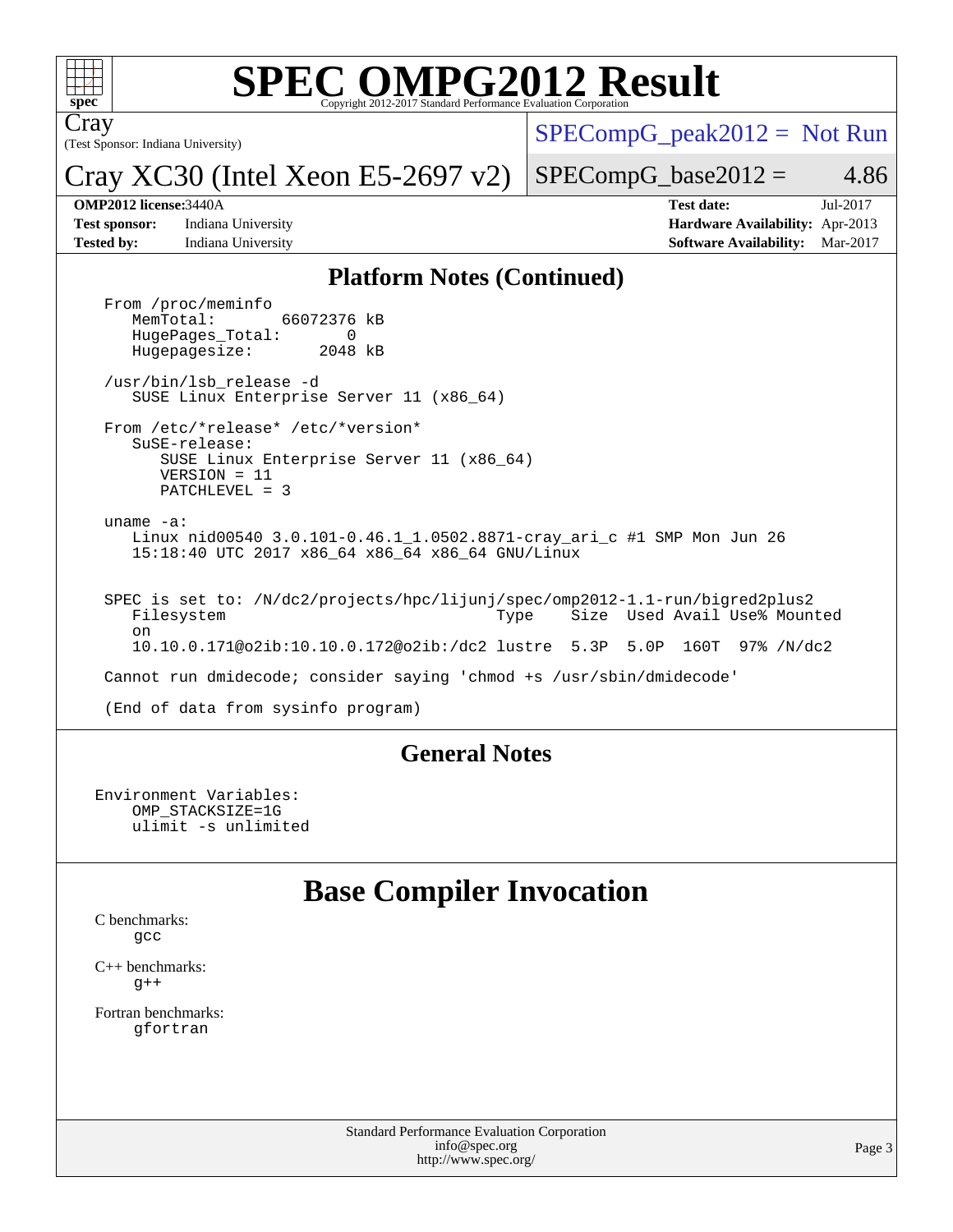# SPEC OMPG2012 Result

Copyright 2012-2017 Standard Performance Evaluation Corporation

Cray
(Test Sponsor: Indiana University)

Cray XC30 (Intel Xeon E5-2697 v2)

SPECompG_peak2012 = Not Run

SPECompG_base2012 = 4.86

**OMP2012 license:** 3440A
**Test sponsor:** Indiana University
**Tested by:** Indiana University

**Test date:** Jul-2017
**Hardware Availability:** Apr-2013
**Software Availability:** Mar-2017

## Platform Notes (Continued)

```
From /proc/meminfo
   MemTotal:       66072376 kB
   HugePages_Total:       0
   Hugepagesize:       2048 kB

/usr/bin/lsb_release -d
   SUSE Linux Enterprise Server 11 (x86_64)

From /etc/*release* /etc/*version*
   SuSE-release:
      SUSE Linux Enterprise Server 11 (x86_64)
      VERSION = 11
      PATCHLEVEL = 3

uname -a:
   Linux nid00540 3.0.101-0.46.1_1.0502.8871-cray_ari_c #1 SMP Mon Jun 26
   15:18:40 UTC 2017 x86_64 x86_64 x86_64 GNU/Linux


SPEC is set to: /N/dc2/projects/hpc/lijunj/spec/omp2012-1.1-run/bigred2plus2
   Filesystem                               Type     Size  Used Avail Use% Mounted
   on
   10.10.0.171@o2ib:10.10.0.172@o2ib:/dc2 lustre  5.3P  5.0P  160T  97% /N/dc2

Cannot run dmidecode; consider saying 'chmod +s /usr/sbin/dmidecode'

(End of data from sysinfo program)
```

## General Notes

```
Environment Variables:
    OMP_STACKSIZE=1G
    ulimit -s unlimited
```

# Base Compiler Invocation

C benchmarks:
gcc

C++ benchmarks:
g++

Fortran benchmarks:
gfortran

Standard Performance Evaluation Corporation
info@spec.org
http://www.spec.org/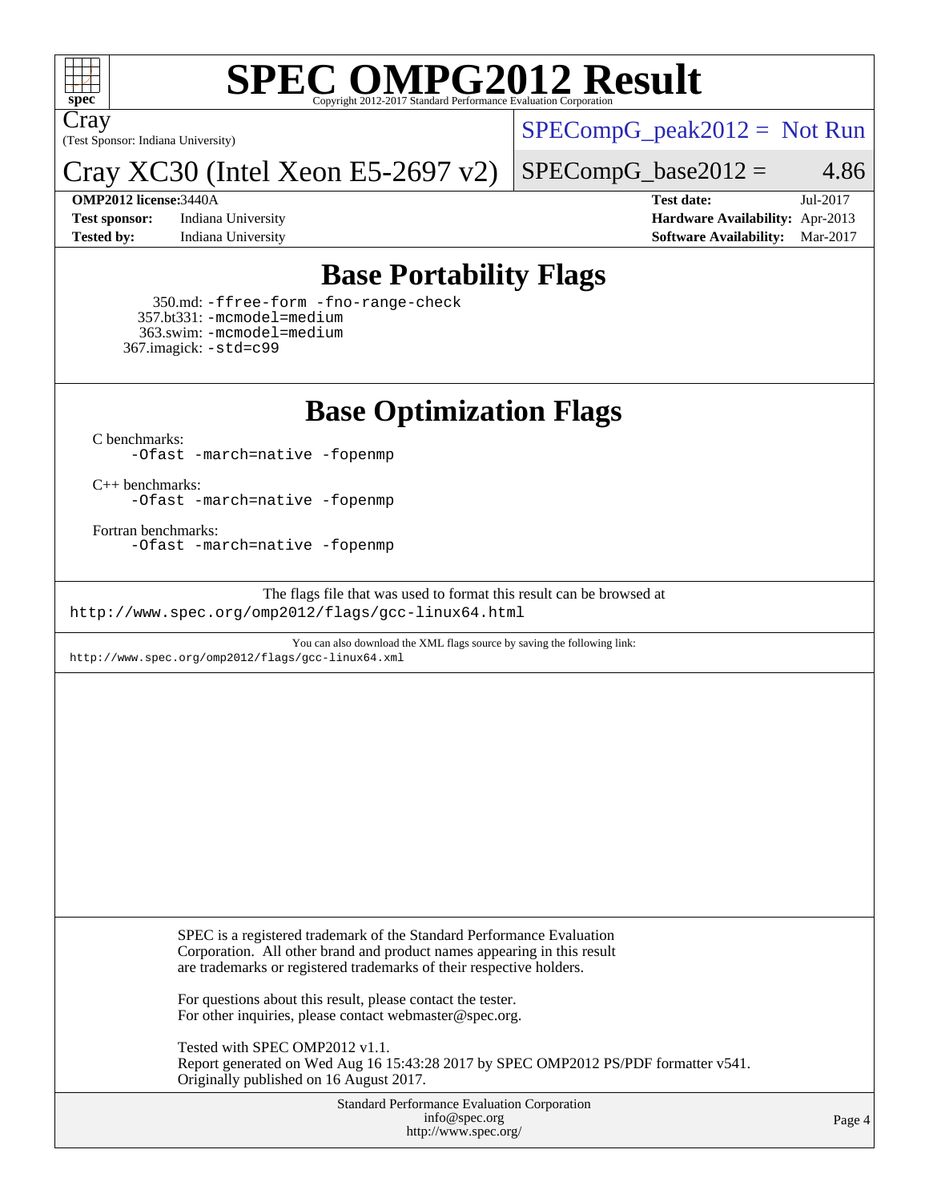# Base Portability Flags

350.md: -ffree-form -fno-range-check
357.bt331: -mcmodel=medium
363.swim: -mcmodel=medium
367.imagick: -std=c99

# Base Optimization Flags

C benchmarks:
-Ofast -march=native -fopenmp

C++ benchmarks:
-Ofast -march=native -fopenmp

Fortran benchmarks:
-Ofast -march=native -fopenmp

The flags file that was used to format this result can be browsed at
http://www.spec.org/omp2012/flags/gcc-linux64.html

You can also download the XML flags source by saving the following link:
http://www.spec.org/omp2012/flags/gcc-linux64.xml

SPEC is a registered trademark of the Standard Performance Evaluation Corporation. All other brand and product names appearing in this result are trademarks or registered trademarks of their respective holders.

For questions about this result, please contact the tester.
For other inquiries, please contact webmaster@spec.org.

Tested with SPEC OMP2012 v1.1.
Report generated on Wed Aug 16 15:43:28 2017 by SPEC OMP2012 PS/PDF formatter v541.
Originally published on 16 August 2017.